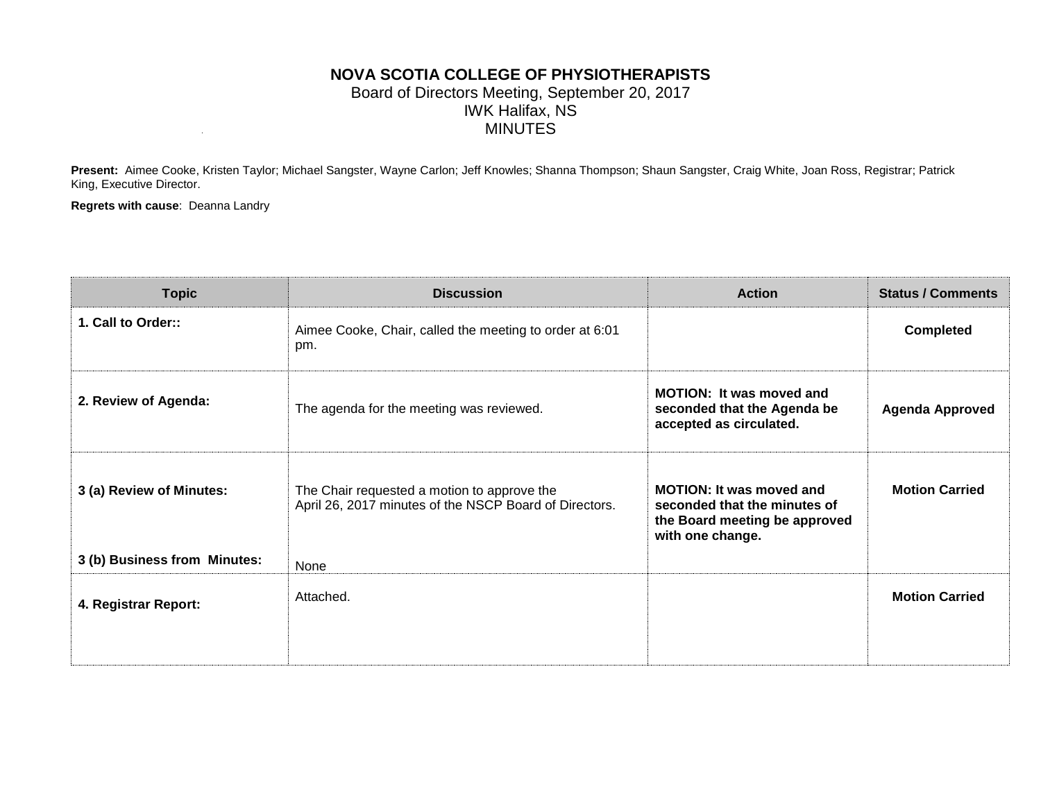**NOVA SCOTIA COLLEGE OF PHYSIOTHERAPISTS**
Board of Directors Meeting, September 20, 2017
IWK Halifax, NS
MINUTES

**Present:** Aimee Cooke, Kristen Taylor; Michael Sangster, Wayne Carlon; Jeff Knowles; Shanna Thompson; Shaun Sangster, Craig White, Joan Ross, Registrar; Patrick King, Executive Director.

**Regrets with cause**: Deanna Landry

| Topic | Discussion | Action | Status / Comments |
|---|---|---|---|
| **1. Call to Order::** | Aimee Cooke, Chair, called the meeting to order at 6:01 pm. | | **Completed** |
| **2. Review of Agenda:** | The agenda for the meeting was reviewed. | **MOTION: It was moved and seconded that the Agenda be accepted as circulated.** | **Agenda Approved** |
| **3 (a) Review of Minutes:**<br><br>**3 (b) Business from Minutes:** | The Chair requested a motion to approve the April 26, 2017 minutes of the NSCP Board of Directors.<br><br>None | **MOTION: It was moved and seconded that the minutes of the Board meeting be approved with one change.** | **Motion Carried** |
| **4. Registrar Report:** | Attached. | | **Motion Carried** |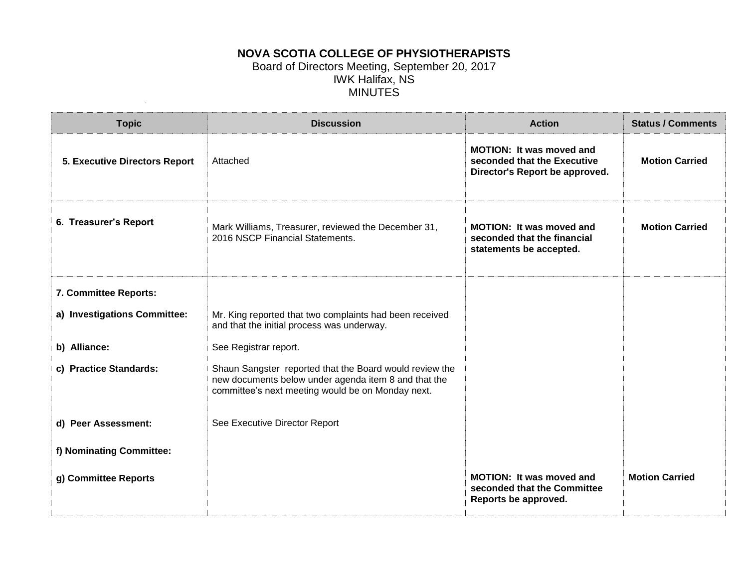**NOVA SCOTIA COLLEGE OF PHYSIOTHERAPISTS**
Board of Directors Meeting, September 20, 2017
IWK Halifax, NS
MINUTES

| Topic | Discussion | Action | Status / Comments |
|---|---|---|---|
| **5. Executive Directors Report** | Attached | **MOTION: It was moved and seconded that the Executive Director's Report be approved.** | **Motion Carried** |
| **6. Treasurer's Report** | Mark Williams, Treasurer, reviewed the December 31, 2016 NSCP Financial Statements. | **MOTION: It was moved and seconded that the financial statements be accepted.** | **Motion Carried** |
| **7. Committee Reports:** | | | |
| **a) Investigations Committee:** | Mr. King reported that two complaints had been received and that the initial process was underway. | | |
| **b) Alliance:** | See Registrar report. | | |
| **c) Practice Standards:** | Shaun Sangster reported that the Board would review the new documents below under agenda item 8 and that the committee's next meeting would be on Monday next. | | |
| **d) Peer Assessment:** | See Executive Director Report | | |
| **f) Nominating Committee:** | | | |
| **g) Committee Reports** | | **MOTION: It was moved and seconded that the Committee Reports be approved.** | **Motion Carried** |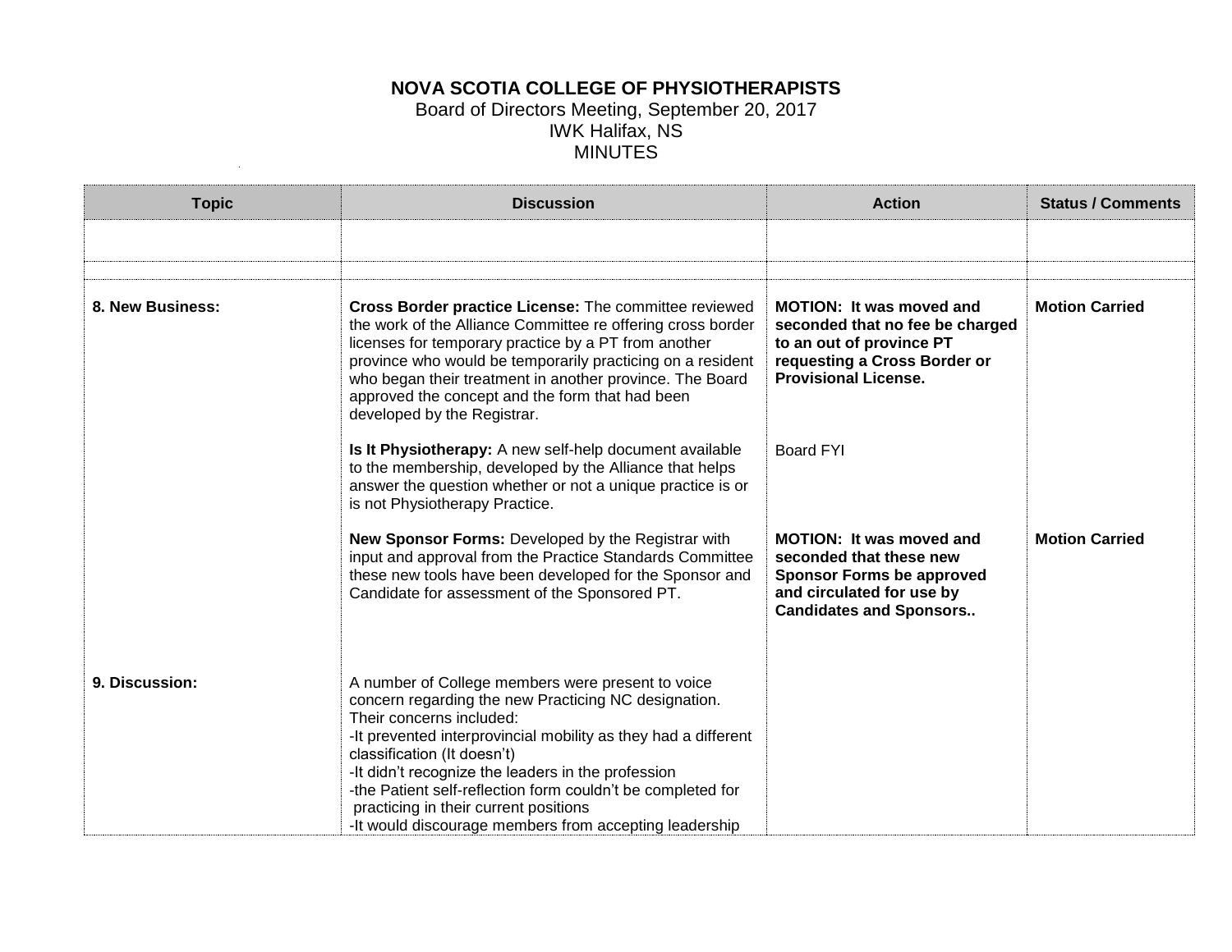**NOVA SCOTIA COLLEGE OF PHYSIOTHERAPISTS**
Board of Directors Meeting, September 20, 2017
IWK Halifax, NS
MINUTES

| Topic | Discussion | Action | Status / Comments |
|---|---|---|---|
| | | | |
| | | | |
| **8. New Business:** | **Cross Border practice License:** The committee reviewed the work of the Alliance Committee re offering cross border licenses for temporary practice by a PT from another province who would be temporarily practicing on a resident who began their treatment in another province. The Board approved the concept and the form that had been developed by the Registrar. | **MOTION: It was moved and seconded that no fee be charged to an out of province PT requesting a Cross Border or Provisional License.** | **Motion Carried** |
| | **Is It Physiotherapy:** A new self-help document available to the membership, developed by the Alliance that helps answer the question whether or not a unique practice is or is not Physiotherapy Practice. | Board FYI | |
| | **New Sponsor Forms:** Developed by the Registrar with input and approval from the Practice Standards Committee these new tools have been developed for the Sponsor and Candidate for assessment of the Sponsored PT. | **MOTION: It was moved and seconded that these new Sponsor Forms be approved and circulated for use by Candidates and Sponsors..** | **Motion Carried** |
| **9. Discussion:** | A number of College members were present to voice concern regarding the new Practicing NC designation. Their concerns included:<br>-It prevented interprovincial mobility as they had a different classification (It doesn't)<br>-It didn't recognize the leaders in the profession<br>-the Patient self-reflection form couldn't be completed for practicing in their current positions<br>-It would discourage members from accepting leadership | | |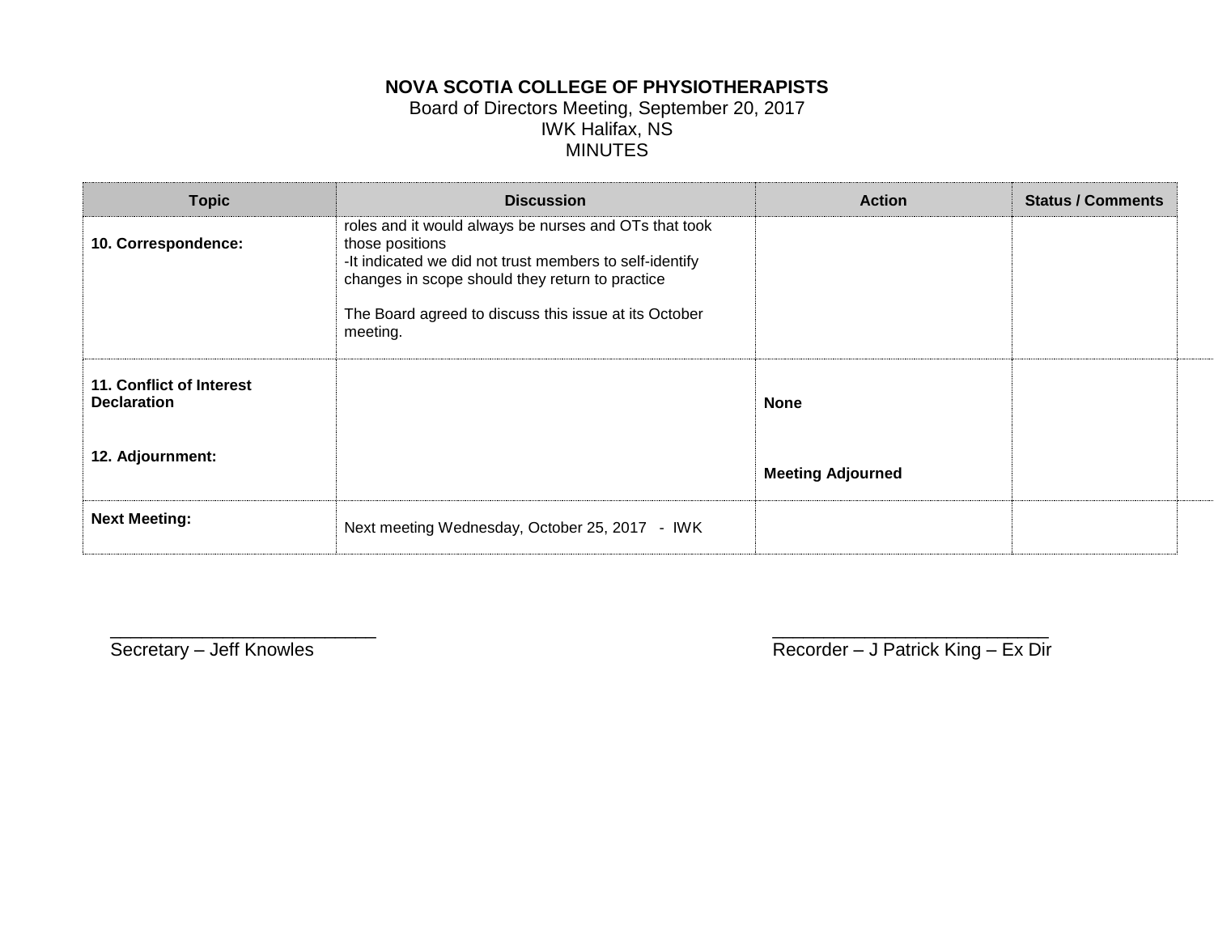**NOVA SCOTIA COLLEGE OF PHYSIOTHERAPISTS**
Board of Directors Meeting, September 20, 2017
IWK Halifax, NS
MINUTES

| Topic | Discussion | Action | Status / Comments |
|---|---|---|---|
| **10. Correspondence:** | roles and it would always be nurses and OTs that took those positions<br>-It indicated we did not trust members to self-identify changes in scope should they return to practice<br><br>The Board agreed to discuss this issue at its October meeting. | | |
| **11. Conflict of Interest Declaration**<br><br>**12. Adjournment:** | | **None**<br><br>**Meeting Adjourned** | |
| **Next Meeting:** | Next meeting Wednesday, October 25, 2017 - IWK | | |

\_\_\_\_\_\_\_\_\_\_\_\_\_\_\_\_\_\_\_\_\_\_\_\_\_\_
Secretary – Jeff Knowles

\_\_\_\_\_\_\_\_\_\_\_\_\_\_\_\_\_\_\_\_\_\_\_\_\_\_
Recorder – J Patrick King – Ex Dir